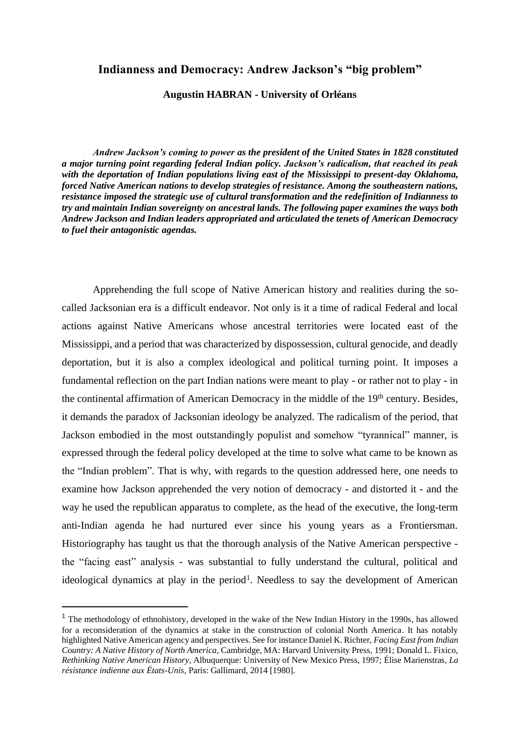# Indianness and Democracy: Andrew Jackson's "big problem"

**Augustin HABRAN - University of Orléans**

***Andrew Jackson's coming to power as the president of the United States in 1828 constituted a major turning point regarding federal Indian policy. Jackson's radicalism, that reached its peak with the deportation of Indian populations living east of the Mississippi to present-day Oklahoma, forced Native American nations to develop strategies of resistance. Among the southeastern nations, resistance imposed the strategic use of cultural transformation and the redefinition of Indianness to try and maintain Indian sovereignty on ancestral lands. The following paper examines the ways both Andrew Jackson and Indian leaders appropriated and articulated the tenets of American Democracy to fuel their antagonistic agendas.***

Apprehending the full scope of Native American history and realities during the so-called Jacksonian era is a difficult endeavor. Not only is it a time of radical Federal and local actions against Native Americans whose ancestral territories were located east of the Mississippi, and a period that was characterized by dispossession, cultural genocide, and deadly deportation, but it is also a complex ideological and political turning point. It imposes a fundamental reflection on the part Indian nations were meant to play - or rather not to play - in the continental affirmation of American Democracy in the middle of the 19th century. Besides, it demands the paradox of Jacksonian ideology be analyzed. The radicalism of the period, that Jackson embodied in the most outstandingly populist and somehow "tyrannical" manner, is expressed through the federal policy developed at the time to solve what came to be known as the "Indian problem". That is why, with regards to the question addressed here, one needs to examine how Jackson apprehended the very notion of democracy - and distorted it - and the way he used the republican apparatus to complete, as the head of the executive, the long-term anti-Indian agenda he had nurtured ever since his young years as a Frontiersman. Historiography has taught us that the thorough analysis of the Native American perspective - the "facing east" analysis - was substantial to fully understand the cultural, political and ideological dynamics at play in the period[1]. Needless to say the development of American

[1] The methodology of ethnohistory, developed in the wake of the New Indian History in the 1990s, has allowed for a reconsideration of the dynamics at stake in the construction of colonial North America. It has notably highlighted Native American agency and perspectives. See for instance Daniel K. Richter, *Facing East from Indian Country: A Native History of North America*, Cambridge, MA: Harvard University Press, 1991; Donald L. Fixico, *Rethinking Native American History*, Albuquerque: University of New Mexico Press, 1997; Élise Marienstras, *La résistance indienne aux États-Unis*, Paris: Gallimard, 2014 [1980].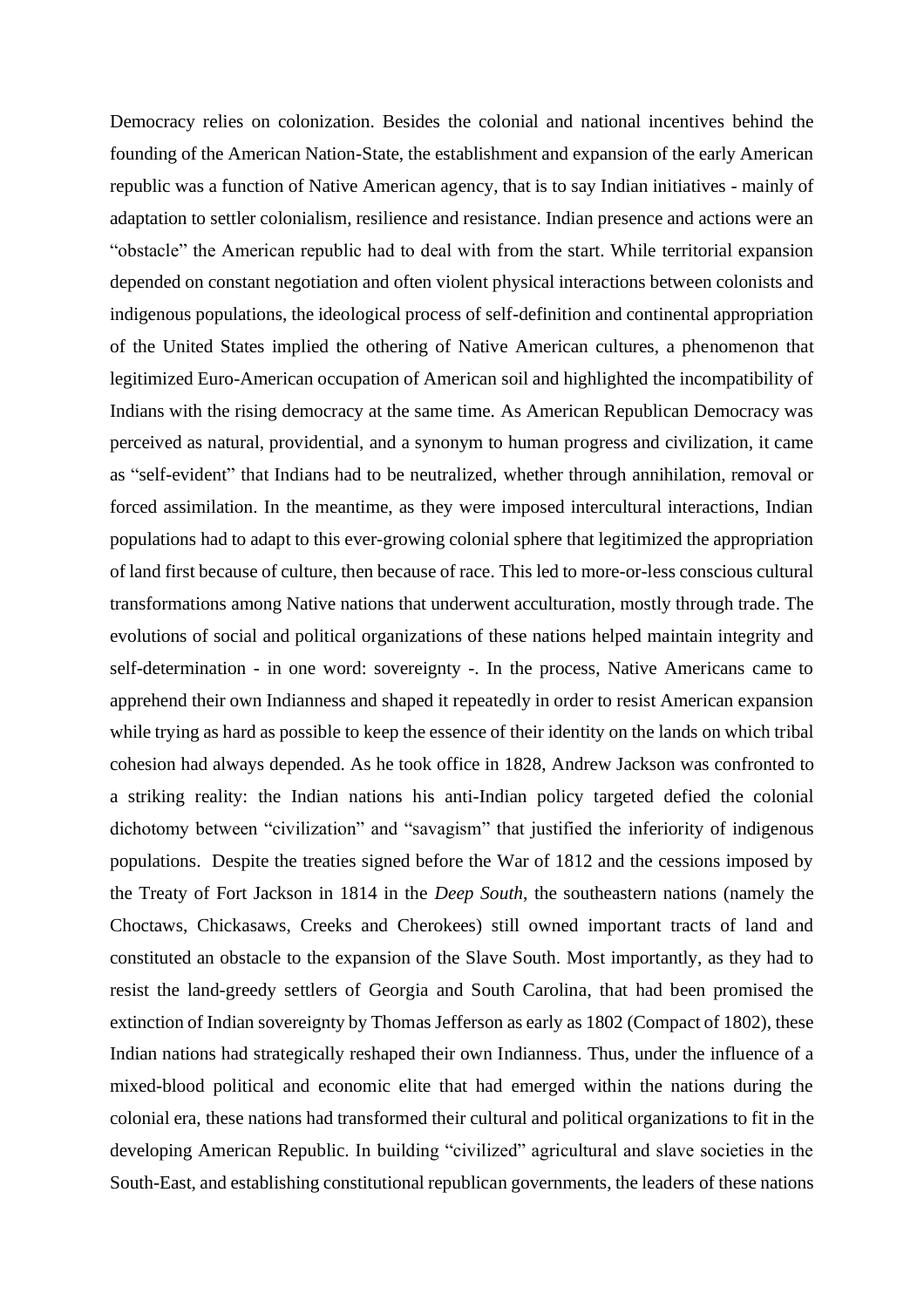Democracy relies on colonization. Besides the colonial and national incentives behind the founding of the American Nation-State, the establishment and expansion of the early American republic was a function of Native American agency, that is to say Indian initiatives - mainly of adaptation to settler colonialism, resilience and resistance. Indian presence and actions were an "obstacle" the American republic had to deal with from the start. While territorial expansion depended on constant negotiation and often violent physical interactions between colonists and indigenous populations, the ideological process of self-definition and continental appropriation of the United States implied the othering of Native American cultures, a phenomenon that legitimized Euro-American occupation of American soil and highlighted the incompatibility of Indians with the rising democracy at the same time. As American Republican Democracy was perceived as natural, providential, and a synonym to human progress and civilization, it came as "self-evident" that Indians had to be neutralized, whether through annihilation, removal or forced assimilation. In the meantime, as they were imposed intercultural interactions, Indian populations had to adapt to this ever-growing colonial sphere that legitimized the appropriation of land first because of culture, then because of race. This led to more-or-less conscious cultural transformations among Native nations that underwent acculturation, mostly through trade. The evolutions of social and political organizations of these nations helped maintain integrity and self-determination - in one word: sovereignty -. In the process, Native Americans came to apprehend their own Indianness and shaped it repeatedly in order to resist American expansion while trying as hard as possible to keep the essence of their identity on the lands on which tribal cohesion had always depended. As he took office in 1828, Andrew Jackson was confronted to a striking reality: the Indian nations his anti-Indian policy targeted defied the colonial dichotomy between "civilization" and "savagism" that justified the inferiority of indigenous populations. Despite the treaties signed before the War of 1812 and the cessions imposed by the Treaty of Fort Jackson in 1814 in the *Deep South*, the southeastern nations (namely the Choctaws, Chickasaws, Creeks and Cherokees) still owned important tracts of land and constituted an obstacle to the expansion of the Slave South. Most importantly, as they had to resist the land-greedy settlers of Georgia and South Carolina, that had been promised the extinction of Indian sovereignty by Thomas Jefferson as early as 1802 (Compact of 1802), these Indian nations had strategically reshaped their own Indianness. Thus, under the influence of a mixed-blood political and economic elite that had emerged within the nations during the colonial era, these nations had transformed their cultural and political organizations to fit in the developing American Republic. In building "civilized" agricultural and slave societies in the South-East, and establishing constitutional republican governments, the leaders of these nations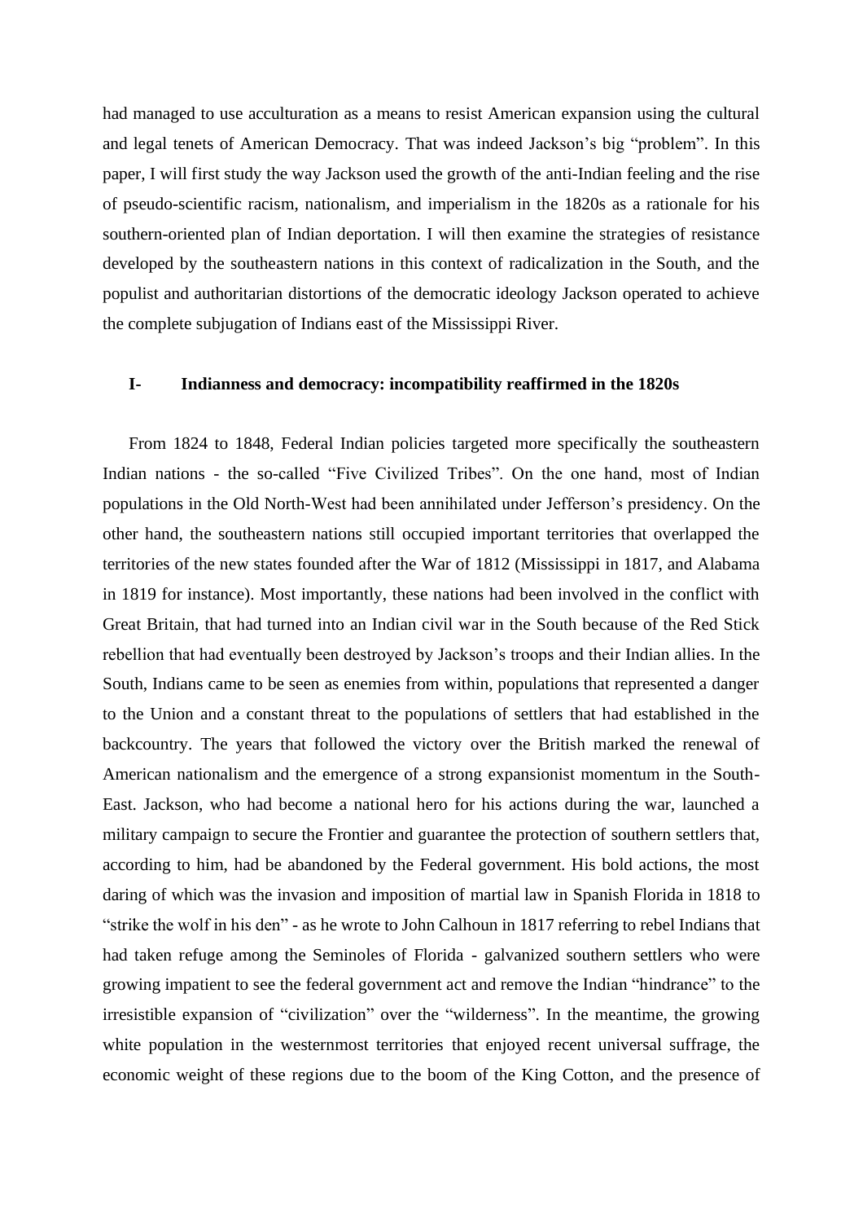had managed to use acculturation as a means to resist American expansion using the cultural and legal tenets of American Democracy. That was indeed Jackson's big "problem". In this paper, I will first study the way Jackson used the growth of the anti-Indian feeling and the rise of pseudo-scientific racism, nationalism, and imperialism in the 1820s as a rationale for his southern-oriented plan of Indian deportation. I will then examine the strategies of resistance developed by the southeastern nations in this context of radicalization in the South, and the populist and authoritarian distortions of the democratic ideology Jackson operated to achieve the complete subjugation of Indians east of the Mississippi River.

## I- Indianness and democracy: incompatibility reaffirmed in the 1820s

From 1824 to 1848, Federal Indian policies targeted more specifically the southeastern Indian nations - the so-called "Five Civilized Tribes". On the one hand, most of Indian populations in the Old North-West had been annihilated under Jefferson's presidency. On the other hand, the southeastern nations still occupied important territories that overlapped the territories of the new states founded after the War of 1812 (Mississippi in 1817, and Alabama in 1819 for instance). Most importantly, these nations had been involved in the conflict with Great Britain, that had turned into an Indian civil war in the South because of the Red Stick rebellion that had eventually been destroyed by Jackson's troops and their Indian allies. In the South, Indians came to be seen as enemies from within, populations that represented a danger to the Union and a constant threat to the populations of settlers that had established in the backcountry. The years that followed the victory over the British marked the renewal of American nationalism and the emergence of a strong expansionist momentum in the South-East. Jackson, who had become a national hero for his actions during the war, launched a military campaign to secure the Frontier and guarantee the protection of southern settlers that, according to him, had be abandoned by the Federal government. His bold actions, the most daring of which was the invasion and imposition of martial law in Spanish Florida in 1818 to "strike the wolf in his den" - as he wrote to John Calhoun in 1817 referring to rebel Indians that had taken refuge among the Seminoles of Florida - galvanized southern settlers who were growing impatient to see the federal government act and remove the Indian "hindrance" to the irresistible expansion of "civilization" over the "wilderness". In the meantime, the growing white population in the westernmost territories that enjoyed recent universal suffrage, the economic weight of these regions due to the boom of the King Cotton, and the presence of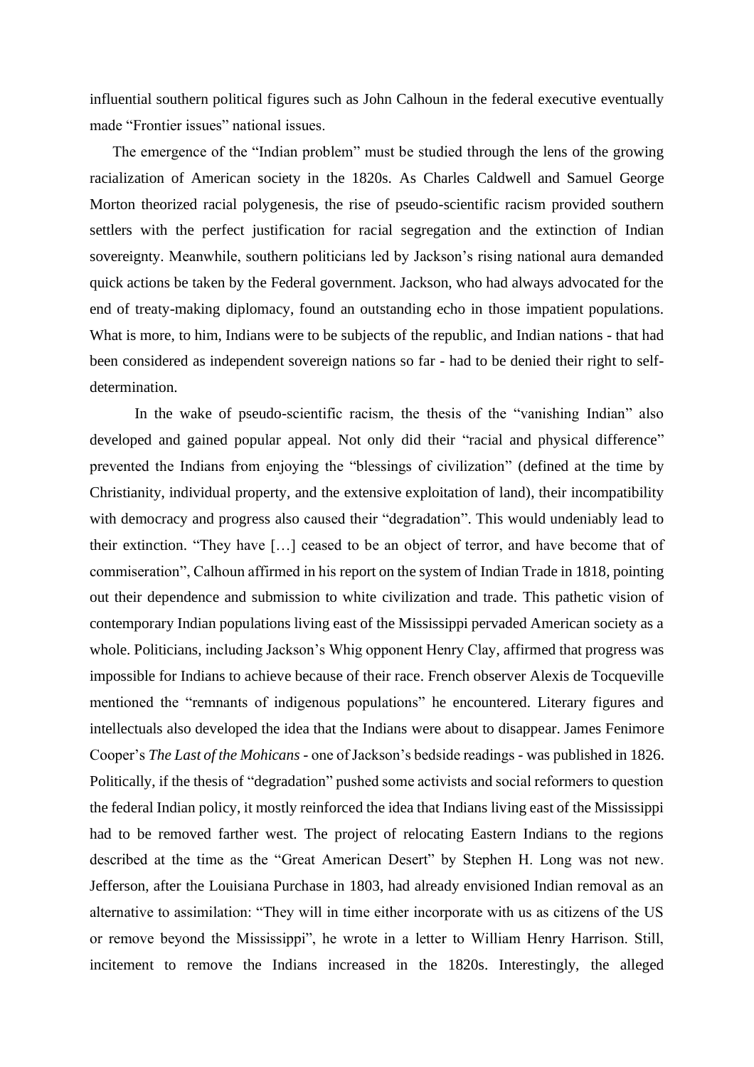influential southern political figures such as John Calhoun in the federal executive eventually made "Frontier issues" national issues.

The emergence of the "Indian problem" must be studied through the lens of the growing racialization of American society in the 1820s. As Charles Caldwell and Samuel George Morton theorized racial polygenesis, the rise of pseudo-scientific racism provided southern settlers with the perfect justification for racial segregation and the extinction of Indian sovereignty. Meanwhile, southern politicians led by Jackson's rising national aura demanded quick actions be taken by the Federal government. Jackson, who had always advocated for the end of treaty-making diplomacy, found an outstanding echo in those impatient populations. What is more, to him, Indians were to be subjects of the republic, and Indian nations - that had been considered as independent sovereign nations so far - had to be denied their right to self-determination.

In the wake of pseudo-scientific racism, the thesis of the "vanishing Indian" also developed and gained popular appeal. Not only did their "racial and physical difference" prevented the Indians from enjoying the "blessings of civilization" (defined at the time by Christianity, individual property, and the extensive exploitation of land), their incompatibility with democracy and progress also caused their "degradation". This would undeniably lead to their extinction. "They have […] ceased to be an object of terror, and have become that of commiseration", Calhoun affirmed in his report on the system of Indian Trade in 1818, pointing out their dependence and submission to white civilization and trade. This pathetic vision of contemporary Indian populations living east of the Mississippi pervaded American society as a whole. Politicians, including Jackson's Whig opponent Henry Clay, affirmed that progress was impossible for Indians to achieve because of their race. French observer Alexis de Tocqueville mentioned the "remnants of indigenous populations" he encountered. Literary figures and intellectuals also developed the idea that the Indians were about to disappear. James Fenimore Cooper's *The Last of the Mohicans* - one of Jackson's bedside readings - was published in 1826. Politically, if the thesis of "degradation" pushed some activists and social reformers to question the federal Indian policy, it mostly reinforced the idea that Indians living east of the Mississippi had to be removed farther west. The project of relocating Eastern Indians to the regions described at the time as the "Great American Desert" by Stephen H. Long was not new. Jefferson, after the Louisiana Purchase in 1803, had already envisioned Indian removal as an alternative to assimilation: "They will in time either incorporate with us as citizens of the US or remove beyond the Mississippi", he wrote in a letter to William Henry Harrison. Still, incitement to remove the Indians increased in the 1820s. Interestingly, the alleged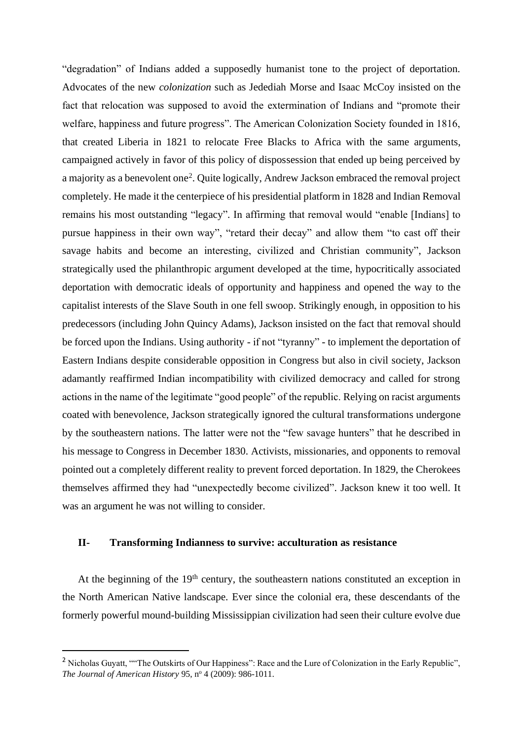"degradation" of Indians added a supposedly humanist tone to the project of deportation. Advocates of the new *colonization* such as Jedediah Morse and Isaac McCoy insisted on the fact that relocation was supposed to avoid the extermination of Indians and "promote their welfare, happiness and future progress". The American Colonization Society founded in 1816, that created Liberia in 1821 to relocate Free Blacks to Africa with the same arguments, campaigned actively in favor of this policy of dispossession that ended up being perceived by a majority as a benevolent one[2]. Quite logically, Andrew Jackson embraced the removal project completely. He made it the centerpiece of his presidential platform in 1828 and Indian Removal remains his most outstanding "legacy". In affirming that removal would "enable [Indians] to pursue happiness in their own way", "retard their decay" and allow them "to cast off their savage habits and become an interesting, civilized and Christian community", Jackson strategically used the philanthropic argument developed at the time, hypocritically associated deportation with democratic ideals of opportunity and happiness and opened the way to the capitalist interests of the Slave South in one fell swoop. Strikingly enough, in opposition to his predecessors (including John Quincy Adams), Jackson insisted on the fact that removal should be forced upon the Indians. Using authority - if not "tyranny" - to implement the deportation of Eastern Indians despite considerable opposition in Congress but also in civil society, Jackson adamantly reaffirmed Indian incompatibility with civilized democracy and called for strong actions in the name of the legitimate "good people" of the republic. Relying on racist arguments coated with benevolence, Jackson strategically ignored the cultural transformations undergone by the southeastern nations. The latter were not the "few savage hunters" that he described in his message to Congress in December 1830. Activists, missionaries, and opponents to removal pointed out a completely different reality to prevent forced deportation. In 1829, the Cherokees themselves affirmed they had "unexpectedly become civilized". Jackson knew it too well. It was an argument he was not willing to consider.

## II- Transforming Indianness to survive: acculturation as resistance

At the beginning of the 19th century, the southeastern nations constituted an exception in the North American Native landscape. Ever since the colonial era, these descendants of the formerly powerful mound-building Mississippian civilization had seen their culture evolve due

---

[2] Nicholas Guyatt, ""The Outskirts of Our Happiness": Race and the Lure of Colonization in the Early Republic", *The Journal of American History* 95, nº 4 (2009): 986-1011.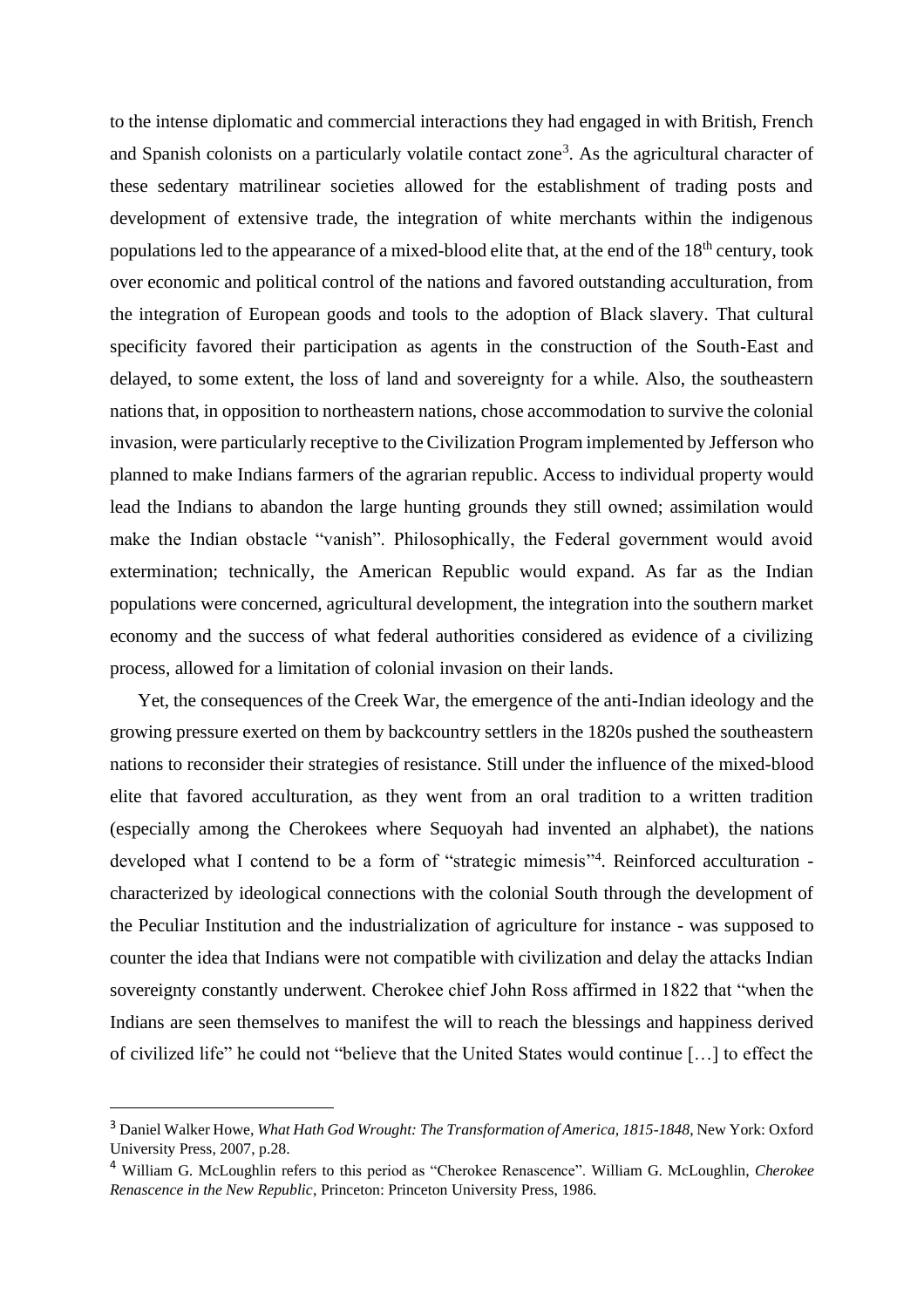to the intense diplomatic and commercial interactions they had engaged in with British, French and Spanish colonists on a particularly volatile contact zone[3]. As the agricultural character of these sedentary matrilinear societies allowed for the establishment of trading posts and development of extensive trade, the integration of white merchants within the indigenous populations led to the appearance of a mixed-blood elite that, at the end of the 18th century, took over economic and political control of the nations and favored outstanding acculturation, from the integration of European goods and tools to the adoption of Black slavery. That cultural specificity favored their participation as agents in the construction of the South-East and delayed, to some extent, the loss of land and sovereignty for a while. Also, the southeastern nations that, in opposition to northeastern nations, chose accommodation to survive the colonial invasion, were particularly receptive to the Civilization Program implemented by Jefferson who planned to make Indians farmers of the agrarian republic. Access to individual property would lead the Indians to abandon the large hunting grounds they still owned; assimilation would make the Indian obstacle "vanish". Philosophically, the Federal government would avoid extermination; technically, the American Republic would expand. As far as the Indian populations were concerned, agricultural development, the integration into the southern market economy and the success of what federal authorities considered as evidence of a civilizing process, allowed for a limitation of colonial invasion on their lands.

Yet, the consequences of the Creek War, the emergence of the anti-Indian ideology and the growing pressure exerted on them by backcountry settlers in the 1820s pushed the southeastern nations to reconsider their strategies of resistance. Still under the influence of the mixed-blood elite that favored acculturation, as they went from an oral tradition to a written tradition (especially among the Cherokees where Sequoyah had invented an alphabet), the nations developed what I contend to be a form of "strategic mimesis"[4]. Reinforced acculturation - characterized by ideological connections with the colonial South through the development of the Peculiar Institution and the industrialization of agriculture for instance - was supposed to counter the idea that Indians were not compatible with civilization and delay the attacks Indian sovereignty constantly underwent. Cherokee chief John Ross affirmed in 1822 that "when the Indians are seen themselves to manifest the will to reach the blessings and happiness derived of civilized life" he could not "believe that the United States would continue […] to effect the

---

[3] Daniel Walker Howe, *What Hath God Wrought: The Transformation of America, 1815-1848*, New York: Oxford University Press, 2007, p.28.

[4] William G. McLoughlin refers to this period as "Cherokee Renascence". William G. McLoughlin, *Cherokee Renascence in the New Republic*, Princeton: Princeton University Press, 1986.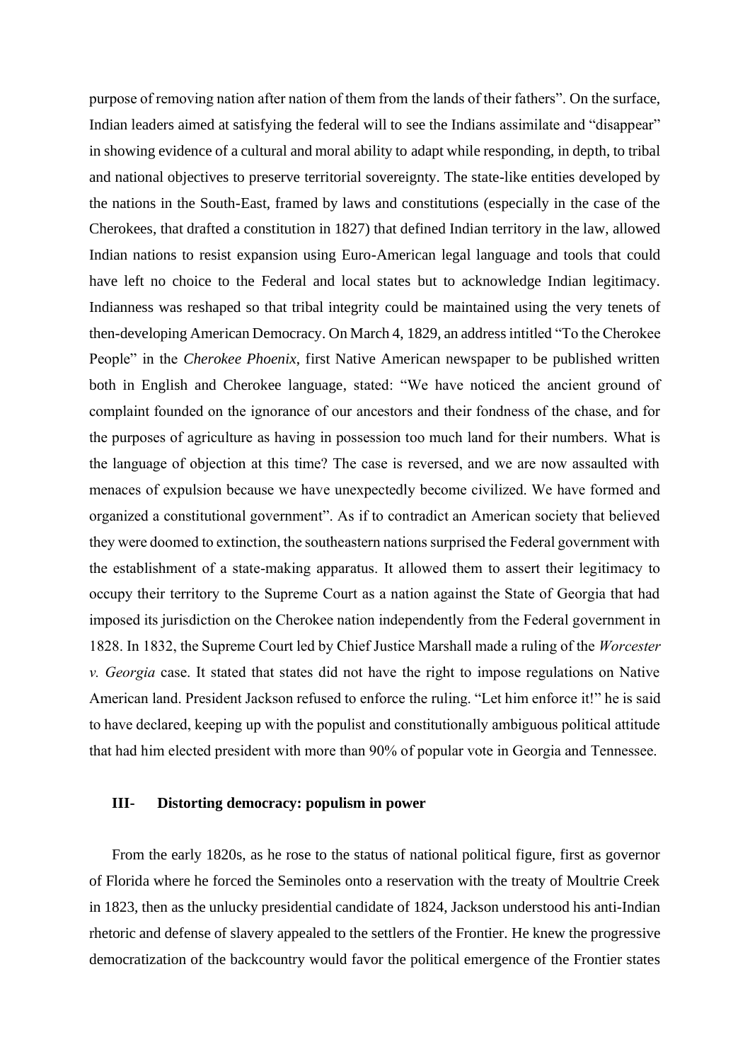purpose of removing nation after nation of them from the lands of their fathers". On the surface, Indian leaders aimed at satisfying the federal will to see the Indians assimilate and "disappear" in showing evidence of a cultural and moral ability to adapt while responding, in depth, to tribal and national objectives to preserve territorial sovereignty. The state-like entities developed by the nations in the South-East, framed by laws and constitutions (especially in the case of the Cherokees, that drafted a constitution in 1827) that defined Indian territory in the law, allowed Indian nations to resist expansion using Euro-American legal language and tools that could have left no choice to the Federal and local states but to acknowledge Indian legitimacy. Indianness was reshaped so that tribal integrity could be maintained using the very tenets of then-developing American Democracy. On March 4, 1829, an address intitled "To the Cherokee People" in the *Cherokee Phoenix*, first Native American newspaper to be published written both in English and Cherokee language, stated: "We have noticed the ancient ground of complaint founded on the ignorance of our ancestors and their fondness of the chase, and for the purposes of agriculture as having in possession too much land for their numbers. What is the language of objection at this time? The case is reversed, and we are now assaulted with menaces of expulsion because we have unexpectedly become civilized. We have formed and organized a constitutional government". As if to contradict an American society that believed they were doomed to extinction, the southeastern nations surprised the Federal government with the establishment of a state-making apparatus. It allowed them to assert their legitimacy to occupy their territory to the Supreme Court as a nation against the State of Georgia that had imposed its jurisdiction on the Cherokee nation independently from the Federal government in 1828. In 1832, the Supreme Court led by Chief Justice Marshall made a ruling of the *Worcester v. Georgia* case. It stated that states did not have the right to impose regulations on Native American land. President Jackson refused to enforce the ruling. "Let him enforce it!" he is said to have declared, keeping up with the populist and constitutionally ambiguous political attitude that had him elected president with more than 90% of popular vote in Georgia and Tennessee.

## III- Distorting democracy: populism in power

From the early 1820s, as he rose to the status of national political figure, first as governor of Florida where he forced the Seminoles onto a reservation with the treaty of Moultrie Creek in 1823, then as the unlucky presidential candidate of 1824, Jackson understood his anti-Indian rhetoric and defense of slavery appealed to the settlers of the Frontier. He knew the progressive democratization of the backcountry would favor the political emergence of the Frontier states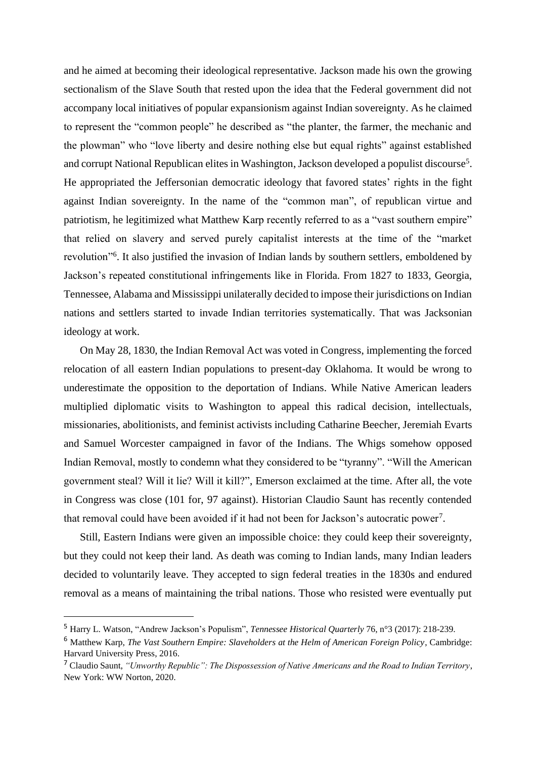and he aimed at becoming their ideological representative. Jackson made his own the growing sectionalism of the Slave South that rested upon the idea that the Federal government did not accompany local initiatives of popular expansionism against Indian sovereignty. As he claimed to represent the "common people" he described as "the planter, the farmer, the mechanic and the plowman" who "love liberty and desire nothing else but equal rights" against established and corrupt National Republican elites in Washington, Jackson developed a populist discourse[5]. He appropriated the Jeffersonian democratic ideology that favored states' rights in the fight against Indian sovereignty. In the name of the "common man", of republican virtue and patriotism, he legitimized what Matthew Karp recently referred to as a "vast southern empire" that relied on slavery and served purely capitalist interests at the time of the "market revolution"[6]. It also justified the invasion of Indian lands by southern settlers, emboldened by Jackson's repeated constitutional infringements like in Florida. From 1827 to 1833, Georgia, Tennessee, Alabama and Mississippi unilaterally decided to impose their jurisdictions on Indian nations and settlers started to invade Indian territories systematically. That was Jacksonian ideology at work.

On May 28, 1830, the Indian Removal Act was voted in Congress, implementing the forced relocation of all eastern Indian populations to present-day Oklahoma. It would be wrong to underestimate the opposition to the deportation of Indians. While Native American leaders multiplied diplomatic visits to Washington to appeal this radical decision, intellectuals, missionaries, abolitionists, and feminist activists including Catharine Beecher, Jeremiah Evarts and Samuel Worcester campaigned in favor of the Indians. The Whigs somehow opposed Indian Removal, mostly to condemn what they considered to be "tyranny". "Will the American government steal? Will it lie? Will it kill?", Emerson exclaimed at the time. After all, the vote in Congress was close (101 for, 97 against). Historian Claudio Saunt has recently contended that removal could have been avoided if it had not been for Jackson's autocratic power[7].

Still, Eastern Indians were given an impossible choice: they could keep their sovereignty, but they could not keep their land. As death was coming to Indian lands, many Indian leaders decided to voluntarily leave. They accepted to sign federal treaties in the 1830s and endured removal as a means of maintaining the tribal nations. Those who resisted were eventually put

---

[5] Harry L. Watson, "Andrew Jackson's Populism", *Tennessee Historical Quarterly* 76, n°3 (2017): 218-239.

[6] Matthew Karp, *The Vast Southern Empire: Slaveholders at the Helm of American Foreign Policy*, Cambridge: Harvard University Press, 2016.

[7] Claudio Saunt, *"Unworthy Republic": The Dispossession of Native Americans and the Road to Indian Territory*, New York: WW Norton, 2020.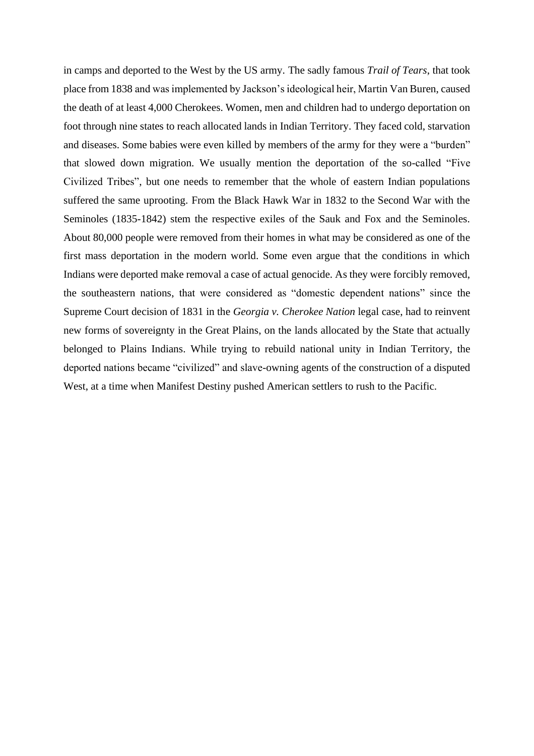in camps and deported to the West by the US army. The sadly famous *Trail of Tears*, that took place from 1838 and was implemented by Jackson's ideological heir, Martin Van Buren, caused the death of at least 4,000 Cherokees. Women, men and children had to undergo deportation on foot through nine states to reach allocated lands in Indian Territory. They faced cold, starvation and diseases. Some babies were even killed by members of the army for they were a "burden" that slowed down migration. We usually mention the deportation of the so-called "Five Civilized Tribes", but one needs to remember that the whole of eastern Indian populations suffered the same uprooting. From the Black Hawk War in 1832 to the Second War with the Seminoles (1835-1842) stem the respective exiles of the Sauk and Fox and the Seminoles. About 80,000 people were removed from their homes in what may be considered as one of the first mass deportation in the modern world. Some even argue that the conditions in which Indians were deported make removal a case of actual genocide. As they were forcibly removed, the southeastern nations, that were considered as "domestic dependent nations" since the Supreme Court decision of 1831 in the *Georgia v. Cherokee Nation* legal case, had to reinvent new forms of sovereignty in the Great Plains, on the lands allocated by the State that actually belonged to Plains Indians. While trying to rebuild national unity in Indian Territory, the deported nations became "civilized" and slave-owning agents of the construction of a disputed West, at a time when Manifest Destiny pushed American settlers to rush to the Pacific.